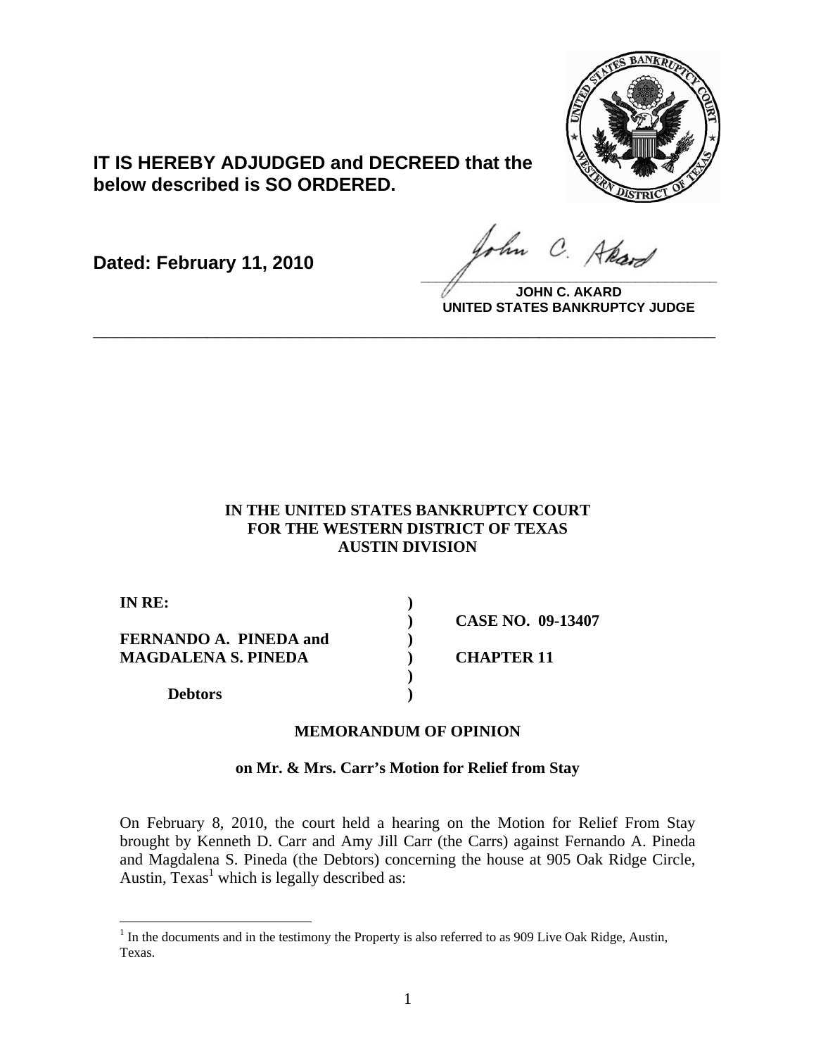**IT IS HEREBY ADJUDGED and DECREED that the below described is SO ORDERED.**

**Dated: February 11, 2010**

**JOHN C. AKARD**
**UNITED STATES BANKRUPTCY JUDGE**

---

**IN THE UNITED STATES BANKRUPTCY COURT**
**FOR THE WESTERN DISTRICT OF TEXAS**
**AUSTIN DIVISION**

| | | |
|---|---|---|
| **IN RE:** | **)** | |
| | **)** | **CASE NO. 09-13407** |
| **FERNANDO A. PINEDA and** | **)** | |
| **MAGDALENA S. PINEDA** | **)** | **CHAPTER 11** |
| | **)** | |
| **Debtors** | **)** | |

**MEMORANDUM OF OPINION**

**on Mr. & Mrs. Carr's Motion for Relief from Stay**

On February 8, 2010, the court held a hearing on the Motion for Relief From Stay brought by Kenneth D. Carr and Amy Jill Carr (the Carrs) against Fernando A. Pineda and Magdalena S. Pineda (the Debtors) concerning the house at 905 Oak Ridge Circle, Austin, Texas[1] which is legally described as:

[1] In the documents and in the testimony the Property is also referred to as 909 Live Oak Ridge, Austin, Texas.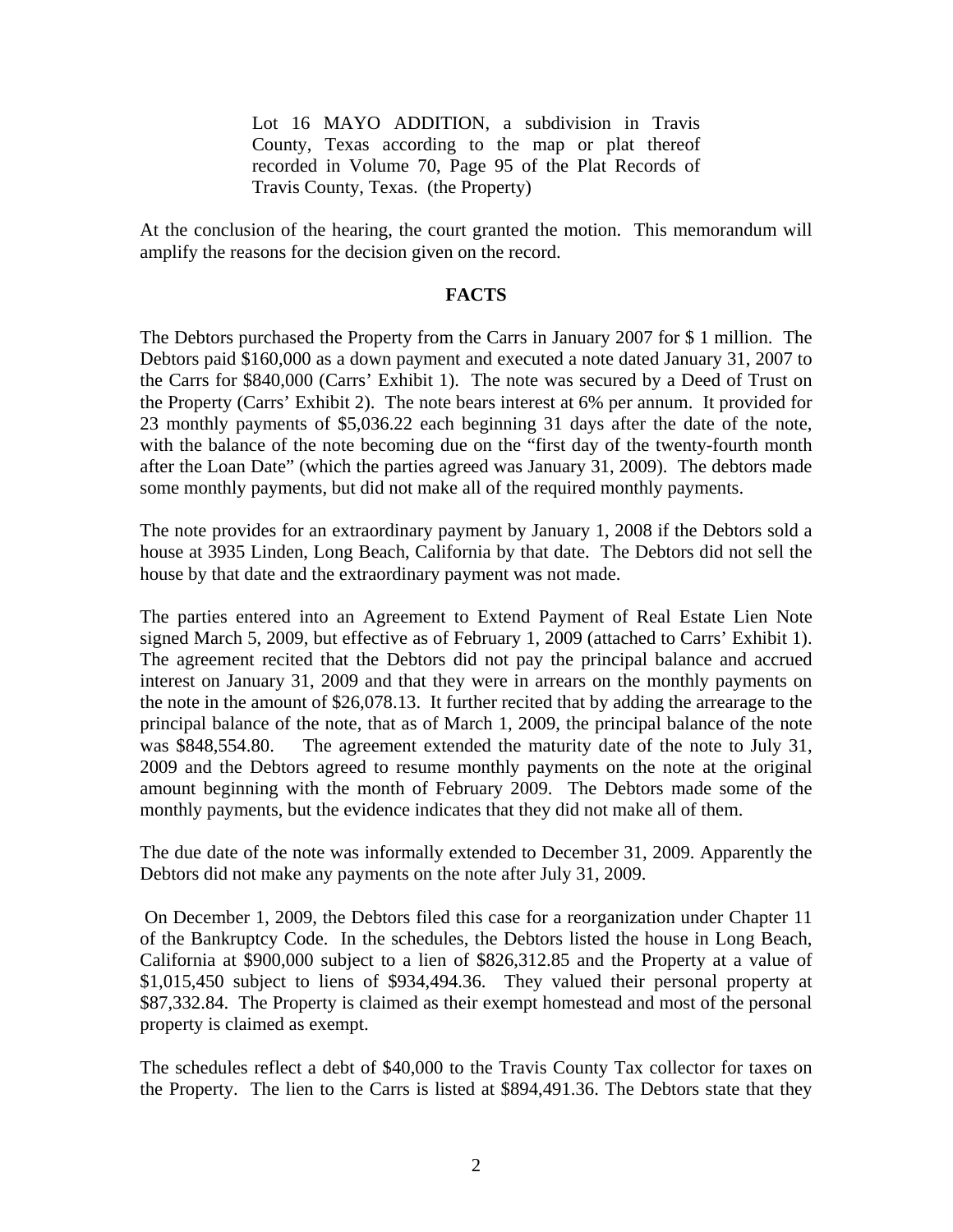> Lot 16 MAYO ADDITION, a subdivision in Travis County, Texas according to the map or plat thereof recorded in Volume 70, Page 95 of the Plat Records of Travis County, Texas. (the Property)

At the conclusion of the hearing, the court granted the motion. This memorandum will amplify the reasons for the decision given on the record.

## FACTS

The Debtors purchased the Property from the Carrs in January 2007 for $ 1 million. The Debtors paid $160,000 as a down payment and executed a note dated January 31, 2007 to the Carrs for $840,000 (Carrs' Exhibit 1). The note was secured by a Deed of Trust on the Property (Carrs' Exhibit 2). The note bears interest at 6% per annum. It provided for 23 monthly payments of $5,036.22 each beginning 31 days after the date of the note, with the balance of the note becoming due on the "first day of the twenty-fourth month after the Loan Date" (which the parties agreed was January 31, 2009). The debtors made some monthly payments, but did not make all of the required monthly payments.

The note provides for an extraordinary payment by January 1, 2008 if the Debtors sold a house at 3935 Linden, Long Beach, California by that date. The Debtors did not sell the house by that date and the extraordinary payment was not made.

The parties entered into an Agreement to Extend Payment of Real Estate Lien Note signed March 5, 2009, but effective as of February 1, 2009 (attached to Carrs' Exhibit 1). The agreement recited that the Debtors did not pay the principal balance and accrued interest on January 31, 2009 and that they were in arrears on the monthly payments on the note in the amount of $26,078.13. It further recited that by adding the arrearage to the principal balance of the note, that as of March 1, 2009, the principal balance of the note was $848,554.80. The agreement extended the maturity date of the note to July 31, 2009 and the Debtors agreed to resume monthly payments on the note at the original amount beginning with the month of February 2009. The Debtors made some of the monthly payments, but the evidence indicates that they did not make all of them.

The due date of the note was informally extended to December 31, 2009. Apparently the Debtors did not make any payments on the note after July 31, 2009.

On December 1, 2009, the Debtors filed this case for a reorganization under Chapter 11 of the Bankruptcy Code. In the schedules, the Debtors listed the house in Long Beach, California at $900,000 subject to a lien of $826,312.85 and the Property at a value of $1,015,450 subject to liens of $934,494.36. They valued their personal property at $87,332.84. The Property is claimed as their exempt homestead and most of the personal property is claimed as exempt.

The schedules reflect a debt of $40,000 to the Travis County Tax collector for taxes on the Property. The lien to the Carrs is listed at $894,491.36. The Debtors state that they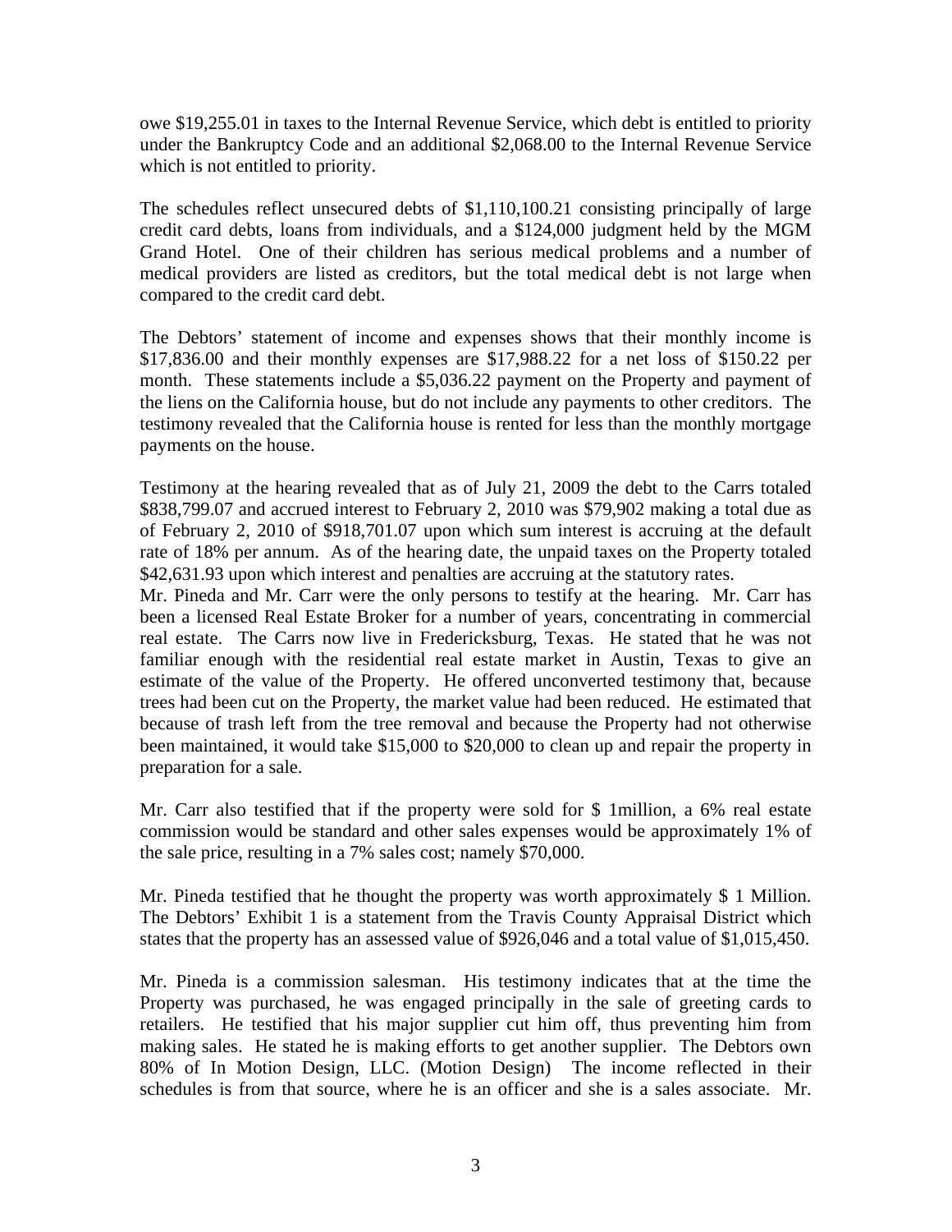owe $19,255.01 in taxes to the Internal Revenue Service, which debt is entitled to priority under the Bankruptcy Code and an additional $2,068.00 to the Internal Revenue Service which is not entitled to priority.

The schedules reflect unsecured debts of $1,110,100.21 consisting principally of large credit card debts, loans from individuals, and a $124,000 judgment held by the MGM Grand Hotel. One of their children has serious medical problems and a number of medical providers are listed as creditors, but the total medical debt is not large when compared to the credit card debt.

The Debtors' statement of income and expenses shows that their monthly income is $17,836.00 and their monthly expenses are $17,988.22 for a net loss of $150.22 per month. These statements include a $5,036.22 payment on the Property and payment of the liens on the California house, but do not include any payments to other creditors. The testimony revealed that the California house is rented for less than the monthly mortgage payments on the house.

Testimony at the hearing revealed that as of July 21, 2009 the debt to the Carrs totaled $838,799.07 and accrued interest to February 2, 2010 was $79,902 making a total due as of February 2, 2010 of $918,701.07 upon which sum interest is accruing at the default rate of 18% per annum. As of the hearing date, the unpaid taxes on the Property totaled $42,631.93 upon which interest and penalties are accruing at the statutory rates.

Mr. Pineda and Mr. Carr were the only persons to testify at the hearing. Mr. Carr has been a licensed Real Estate Broker for a number of years, concentrating in commercial real estate. The Carrs now live in Fredericksburg, Texas. He stated that he was not familiar enough with the residential real estate market in Austin, Texas to give an estimate of the value of the Property. He offered unconverted testimony that, because trees had been cut on the Property, the market value had been reduced. He estimated that because of trash left from the tree removal and because the Property had not otherwise been maintained, it would take $15,000 to $20,000 to clean up and repair the property in preparation for a sale.

Mr. Carr also testified that if the property were sold for $ 1million, a 6% real estate commission would be standard and other sales expenses would be approximately 1% of the sale price, resulting in a 7% sales cost; namely $70,000.

Mr. Pineda testified that he thought the property was worth approximately $ 1 Million. The Debtors' Exhibit 1 is a statement from the Travis County Appraisal District which states that the property has an assessed value of $926,046 and a total value of $1,015,450.

Mr. Pineda is a commission salesman. His testimony indicates that at the time the Property was purchased, he was engaged principally in the sale of greeting cards to retailers. He testified that his major supplier cut him off, thus preventing him from making sales. He stated he is making efforts to get another supplier. The Debtors own 80% of In Motion Design, LLC. (Motion Design) The income reflected in their schedules is from that source, where he is an officer and she is a sales associate. Mr.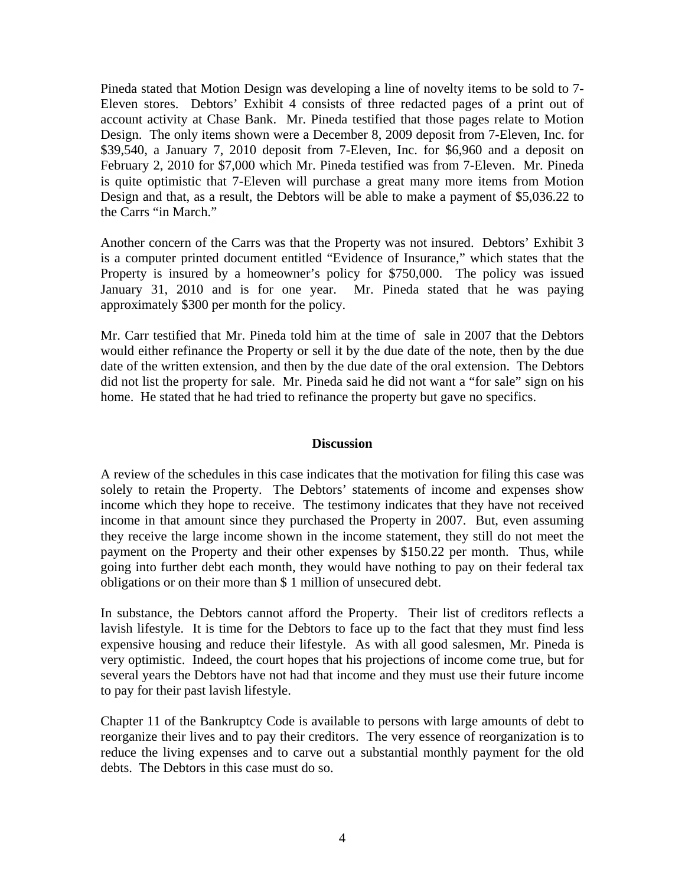Pineda stated that Motion Design was developing a line of novelty items to be sold to 7-Eleven stores. Debtors' Exhibit 4 consists of three redacted pages of a print out of account activity at Chase Bank. Mr. Pineda testified that those pages relate to Motion Design. The only items shown were a December 8, 2009 deposit from 7-Eleven, Inc. for $39,540, a January 7, 2010 deposit from 7-Eleven, Inc. for $6,960 and a deposit on February 2, 2010 for $7,000 which Mr. Pineda testified was from 7-Eleven. Mr. Pineda is quite optimistic that 7-Eleven will purchase a great many more items from Motion Design and that, as a result, the Debtors will be able to make a payment of $5,036.22 to the Carrs "in March."

Another concern of the Carrs was that the Property was not insured. Debtors' Exhibit 3 is a computer printed document entitled "Evidence of Insurance," which states that the Property is insured by a homeowner's policy for $750,000. The policy was issued January 31, 2010 and is for one year. Mr. Pineda stated that he was paying approximately $300 per month for the policy.

Mr. Carr testified that Mr. Pineda told him at the time of sale in 2007 that the Debtors would either refinance the Property or sell it by the due date of the note, then by the due date of the written extension, and then by the due date of the oral extension. The Debtors did not list the property for sale. Mr. Pineda said he did not want a "for sale" sign on his home. He stated that he had tried to refinance the property but gave no specifics.

## Discussion

A review of the schedules in this case indicates that the motivation for filing this case was solely to retain the Property. The Debtors' statements of income and expenses show income which they hope to receive. The testimony indicates that they have not received income in that amount since they purchased the Property in 2007. But, even assuming they receive the large income shown in the income statement, they still do not meet the payment on the Property and their other expenses by $150.22 per month. Thus, while going into further debt each month, they would have nothing to pay on their federal tax obligations or on their more than $ 1 million of unsecured debt.

In substance, the Debtors cannot afford the Property. Their list of creditors reflects a lavish lifestyle. It is time for the Debtors to face up to the fact that they must find less expensive housing and reduce their lifestyle. As with all good salesmen, Mr. Pineda is very optimistic. Indeed, the court hopes that his projections of income come true, but for several years the Debtors have not had that income and they must use their future income to pay for their past lavish lifestyle.

Chapter 11 of the Bankruptcy Code is available to persons with large amounts of debt to reorganize their lives and to pay their creditors. The very essence of reorganization is to reduce the living expenses and to carve out a substantial monthly payment for the old debts. The Debtors in this case must do so.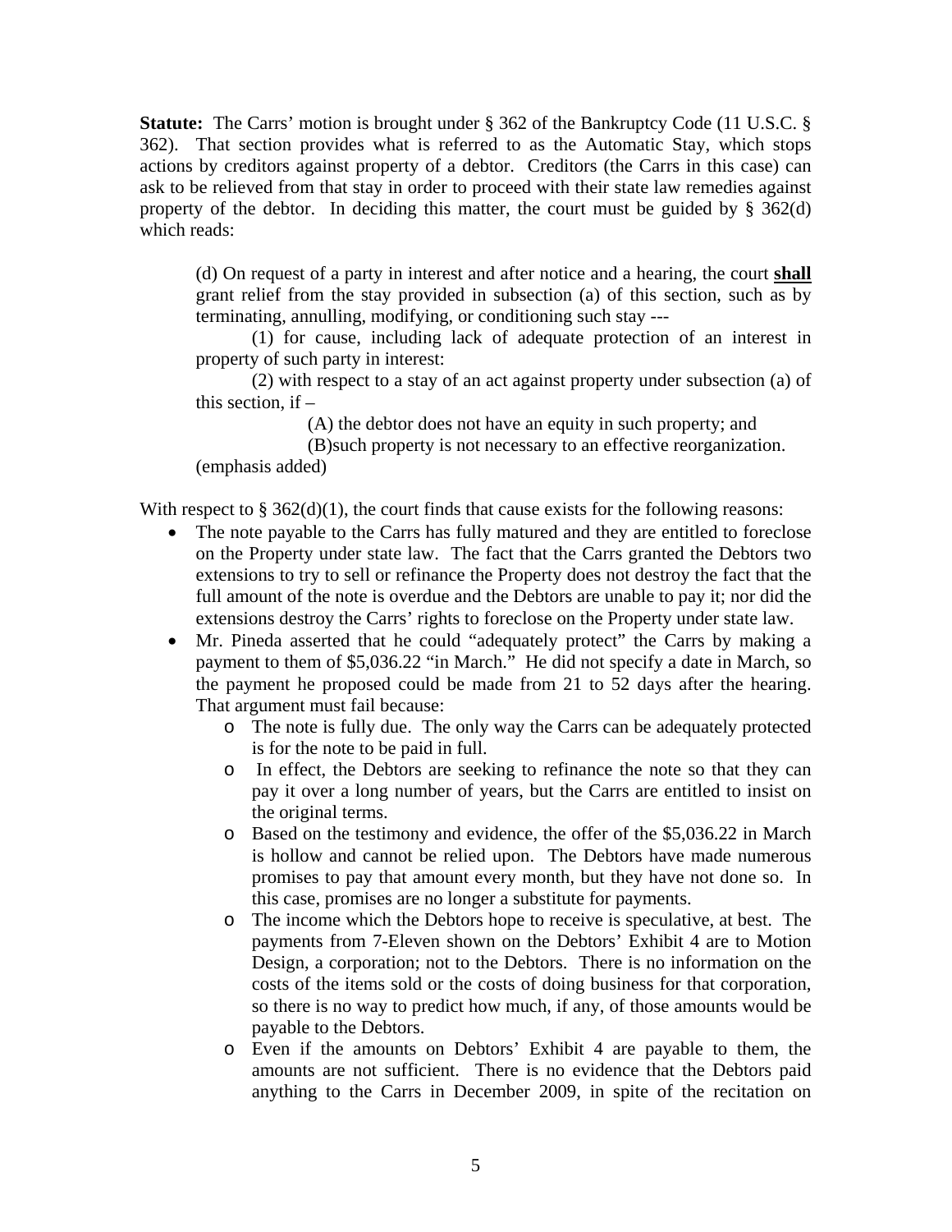**Statute:** The Carrs' motion is brought under § 362 of the Bankruptcy Code (11 U.S.C. § 362). That section provides what is referred to as the Automatic Stay, which stops actions by creditors against property of a debtor. Creditors (the Carrs in this case) can ask to be relieved from that stay in order to proceed with their state law remedies against property of the debtor. In deciding this matter, the court must be guided by § 362(d) which reads:

> (d) On request of a party in interest and after notice and a hearing, the court **shall** grant relief from the stay provided in subsection (a) of this section, such as by terminating, annulling, modifying, or conditioning such stay ---
>
> (1) for cause, including lack of adequate protection of an interest in property of such party in interest:
>
> (2) with respect to a stay of an act against property under subsection (a) of this section, if –
>
> (A) the debtor does not have an equity in such property; and
>
> (B)such property is not necessary to an effective reorganization.
>
> (emphasis added)

With respect to § 362(d)(1), the court finds that cause exists for the following reasons:

- The note payable to the Carrs has fully matured and they are entitled to foreclose on the Property under state law. The fact that the Carrs granted the Debtors two extensions to try to sell or refinance the Property does not destroy the fact that the full amount of the note is overdue and the Debtors are unable to pay it; nor did the extensions destroy the Carrs' rights to foreclose on the Property under state law.
- Mr. Pineda asserted that he could "adequately protect" the Carrs by making a payment to them of $5,036.22 "in March." He did not specify a date in March, so the payment he proposed could be made from 21 to 52 days after the hearing. That argument must fail because:
  - The note is fully due. The only way the Carrs can be adequately protected is for the note to be paid in full.
  - In effect, the Debtors are seeking to refinance the note so that they can pay it over a long number of years, but the Carrs are entitled to insist on the original terms.
  - Based on the testimony and evidence, the offer of the $5,036.22 in March is hollow and cannot be relied upon. The Debtors have made numerous promises to pay that amount every month, but they have not done so. In this case, promises are no longer a substitute for payments.
  - The income which the Debtors hope to receive is speculative, at best. The payments from 7-Eleven shown on the Debtors' Exhibit 4 are to Motion Design, a corporation; not to the Debtors. There is no information on the costs of the items sold or the costs of doing business for that corporation, so there is no way to predict how much, if any, of those amounts would be payable to the Debtors.
  - Even if the amounts on Debtors' Exhibit 4 are payable to them, the amounts are not sufficient. There is no evidence that the Debtors paid anything to the Carrs in December 2009, in spite of the recitation on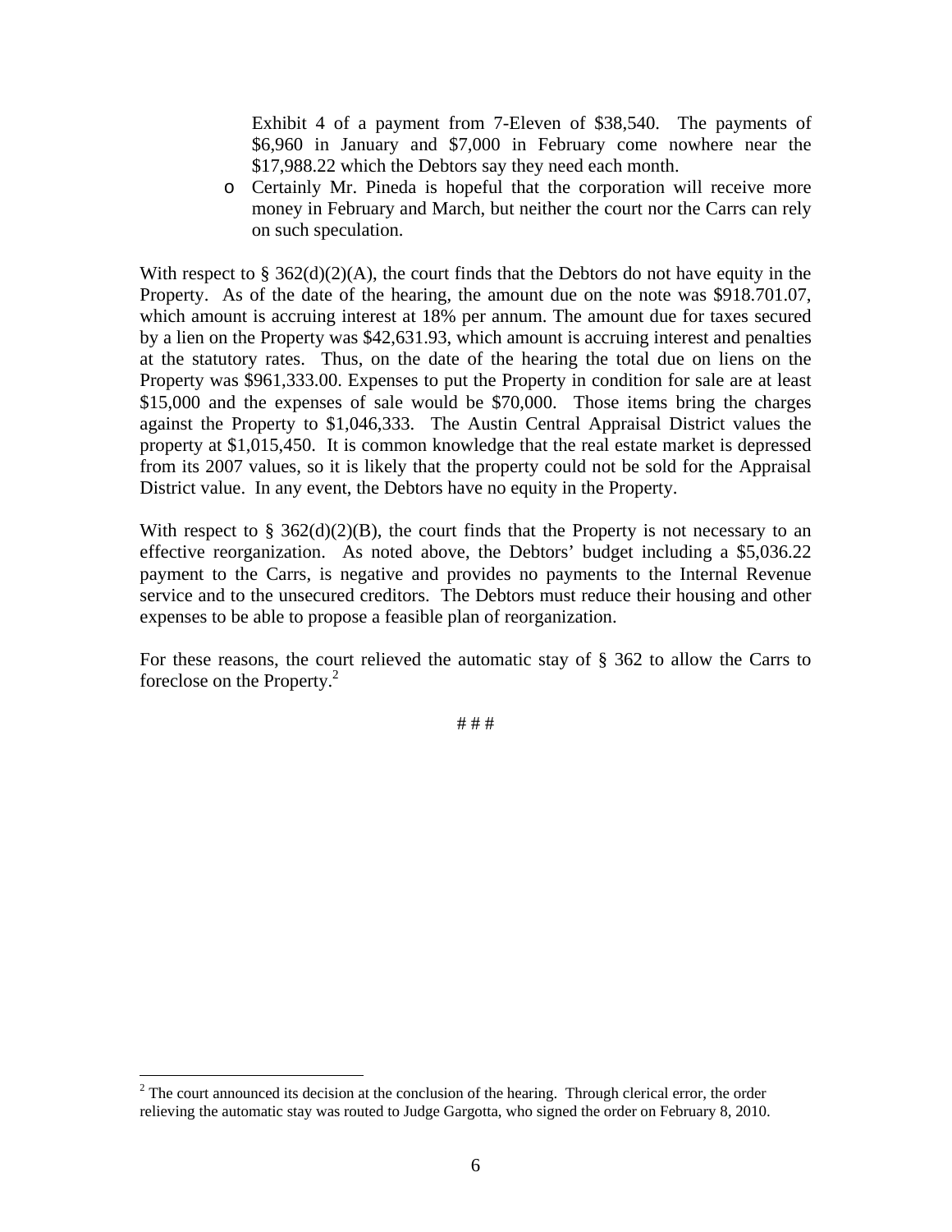Exhibit 4 of a payment from 7-Eleven of $38,540. The payments of $6,960 in January and $7,000 in February come nowhere near the $17,988.22 which the Debtors say they need each month.

- Certainly Mr. Pineda is hopeful that the corporation will receive more money in February and March, but neither the court nor the Carrs can rely on such speculation.

With respect to § 362(d)(2)(A), the court finds that the Debtors do not have equity in the Property. As of the date of the hearing, the amount due on the note was $918.701.07, which amount is accruing interest at 18% per annum. The amount due for taxes secured by a lien on the Property was $42,631.93, which amount is accruing interest and penalties at the statutory rates. Thus, on the date of the hearing the total due on liens on the Property was $961,333.00. Expenses to put the Property in condition for sale are at least $15,000 and the expenses of sale would be $70,000. Those items bring the charges against the Property to $1,046,333. The Austin Central Appraisal District values the property at $1,015,450. It is common knowledge that the real estate market is depressed from its 2007 values, so it is likely that the property could not be sold for the Appraisal District value. In any event, the Debtors have no equity in the Property.

With respect to § 362(d)(2)(B), the court finds that the Property is not necessary to an effective reorganization. As noted above, the Debtors' budget including a $5,036.22 payment to the Carrs, is negative and provides no payments to the Internal Revenue service and to the unsecured creditors. The Debtors must reduce their housing and other expenses to be able to propose a feasible plan of reorganization.

For these reasons, the court relieved the automatic stay of § 362 to allow the Carrs to foreclose on the Property.[2]

# # #

[2] The court announced its decision at the conclusion of the hearing. Through clerical error, the order relieving the automatic stay was routed to Judge Gargotta, who signed the order on February 8, 2010.